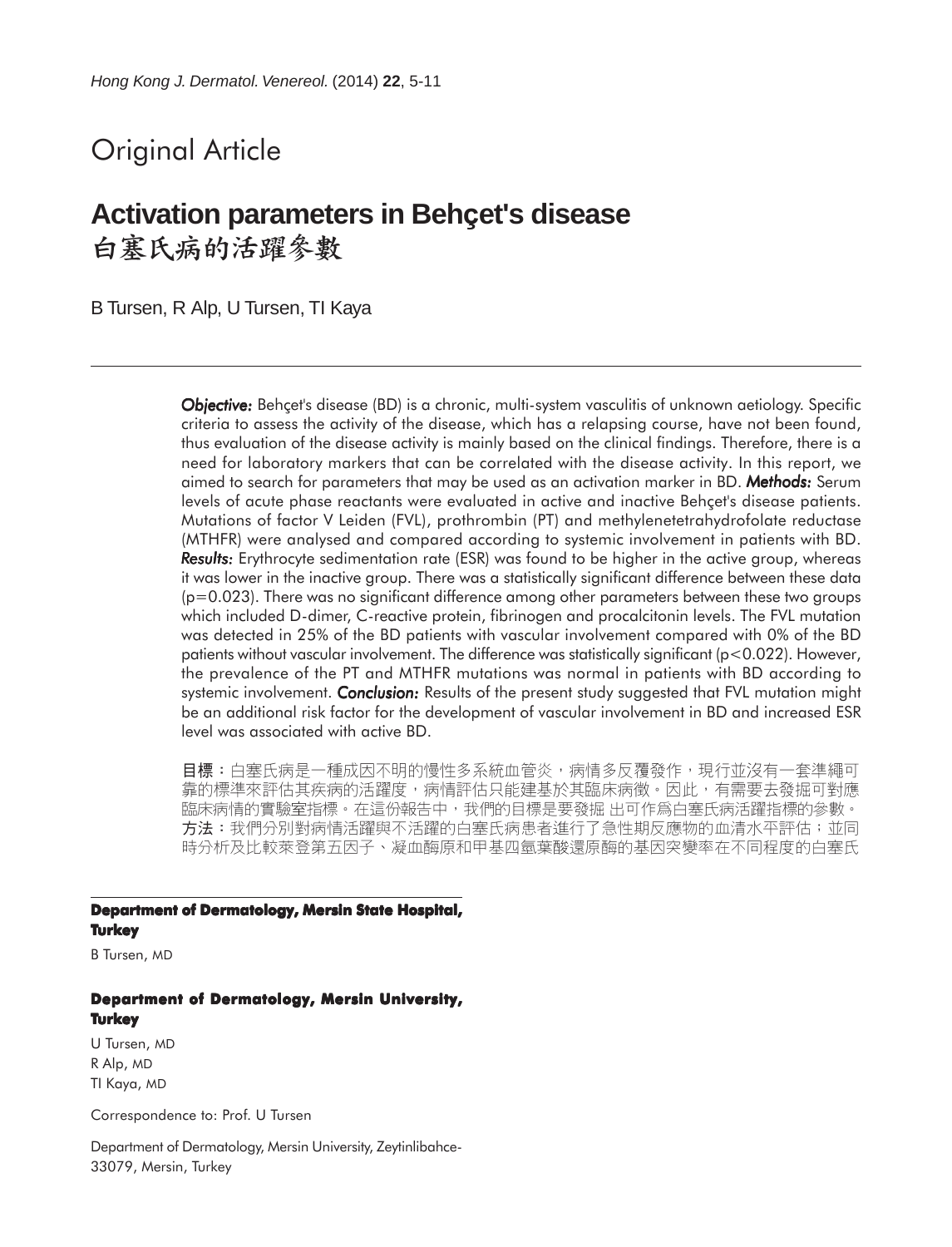Original Article

# Activation parameters in Behçet's disease
# 白塞氏病的活躍參數

B Tursen, R Alp, U Tursen, TI Kaya

***Objective:*** Behçet's disease (BD) is a chronic, multi-system vasculitis of unknown aetiology. Specific criteria to assess the activity of the disease, which has a relapsing course, have not been found, thus evaluation of the disease activity is mainly based on the clinical findings. Therefore, there is a need for laboratory markers that can be correlated with the disease activity. In this report, we aimed to search for parameters that may be used as an activation marker in BD. ***Methods:*** Serum levels of acute phase reactants were evaluated in active and inactive Behçet's disease patients. Mutations of factor V Leiden (FVL), prothrombin (PT) and methylenetetrahydrofolate reductase (MTHFR) were analysed and compared according to systemic involvement in patients with BD. ***Results:*** Erythrocyte sedimentation rate (ESR) was found to be higher in the active group, whereas it was lower in the inactive group. There was a statistically significant difference between these data ($p=0.023$). There was no significant difference among other parameters between these two groups which included D-dimer, C-reactive protein, fibrinogen and procalcitonin levels. The FVL mutation was detected in 25% of the BD patients with vascular involvement compared with 0% of the BD patients without vascular involvement. The difference was statistically significant ($p<0.022$). However, the prevalence of the PT and MTHFR mutations was normal in patients with BD according to systemic involvement. ***Conclusion:*** Results of the present study suggested that FVL mutation might be an additional risk factor for the development of vascular involvement in BD and increased ESR level was associated with active BD.

**目標：**白塞氏病是一種成因不明的慢性多系統血管炎，病情多反覆發作，現行並沒有一套準繩可靠的標準來評估其疾病的活躍度，病情評估只能建基於其臨床病徵。因此，有需要去發掘可對應臨床病情的實驗室指標。在這份報告中，我們的目標是要發掘 出可作爲白塞氏病活躍指標的參數。**方法：**我們分別對病情活躍與不活躍的白塞氏病患者進行了急性期反應物的血清水平評估；並同時分析及比較萊登第五因子、凝血酶原和甲基四氫葉酸還原酶的基因突變率在不同程度的白塞氏

**Department of Dermatology, Mersin State Hospital, Turkey**

B Tursen, MD

**Department of Dermatology, Mersin University, Turkey**

U Tursen, MD
R Alp, MD
TI Kaya, MD

Correspondence to: Prof. U Tursen

Department of Dermatology, Mersin University, Zeytinlibahce-33079, Mersin, Turkey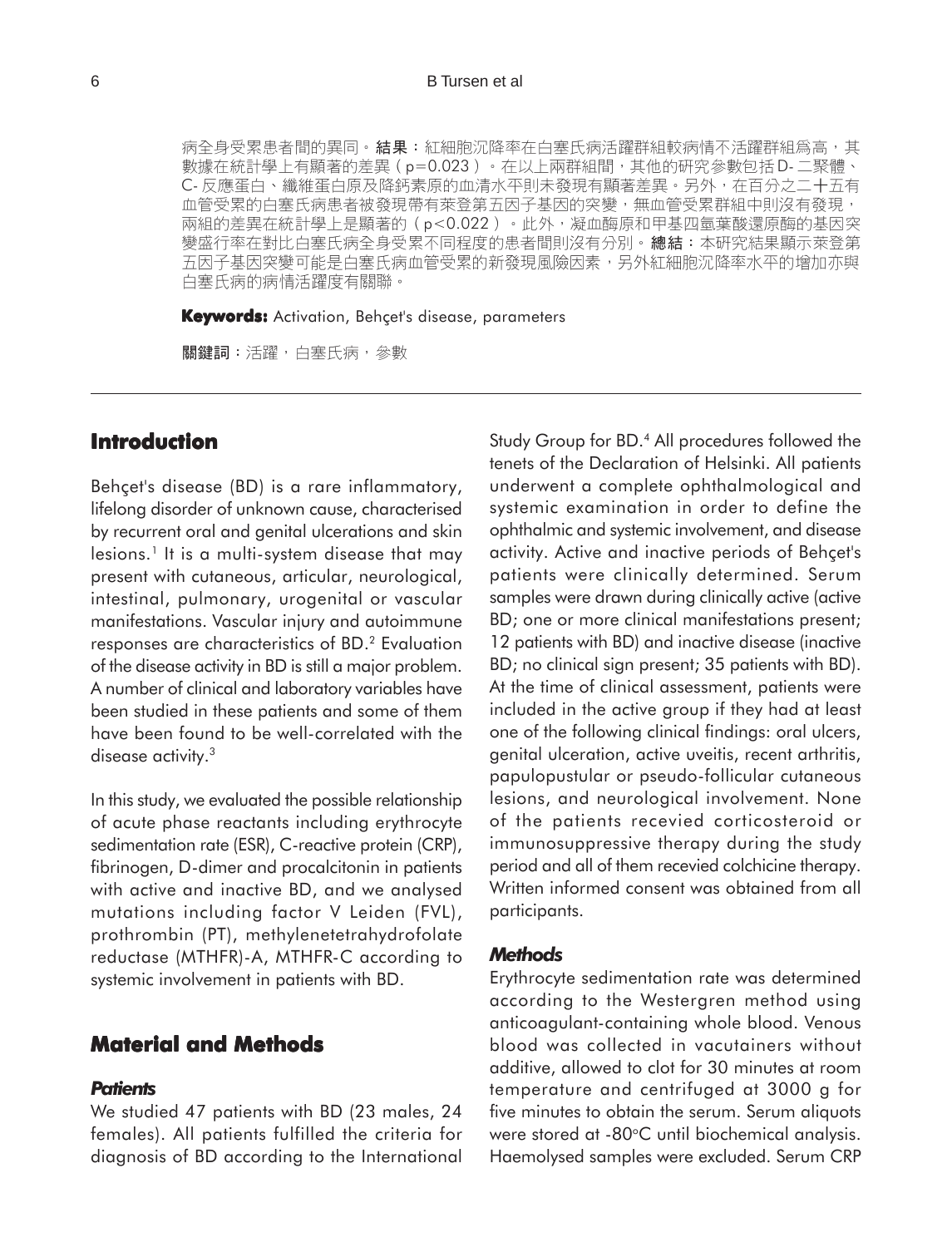病全身受累患者間的異同。**結果**：紅細胞沉降率在白塞氏病活躍群組較病情不活躍群組爲高，其數據在統計學上有顯著的差異（p=0.023）。在以上兩群組間，其他的研究參數包括D-二聚體、C-反應蛋白、纖維蛋白原及降鈣素原的血清水平則未發現有顯著差異。另外，在百分之二十五有血管受累的白塞氏病患者被發現帶有萊登第五因子基因的突變，無血管受累群組中則沒有發現，兩組的差異在統計學上是顯著的（p<0.022）。此外，凝血酶原和甲基四氫葉酸還原酶的基因突變盛行率在對比白塞氏病全身受累不同程度的患者間則沒有分別。**總結**：本研究結果顯示萊登第五因子基因突變可能是白塞氏病血管受累的新發現風險因素，另外紅細胞沉降率水平的增加亦與白塞氏病的病情活躍度有關聯。

**Keywords:** Activation, Behçet's disease, parameters

**關鍵詞**：活躍，白塞氏病，參數

## Introduction

Behçet's disease (BD) is a rare inflammatory, lifelong disorder of unknown cause, characterised by recurrent oral and genital ulcerations and skin lesions.[1] It is a multi-system disease that may present with cutaneous, articular, neurological, intestinal, pulmonary, urogenital or vascular manifestations. Vascular injury and autoimmune responses are characteristics of BD.[2] Evaluation of the disease activity in BD is still a major problem. A number of clinical and laboratory variables have been studied in these patients and some of them have been found to be well-correlated with the disease activity.[3]

In this study, we evaluated the possible relationship of acute phase reactants including erythrocyte sedimentation rate (ESR), C-reactive protein (CRP), fibrinogen, D-dimer and procalcitonin in patients with active and inactive BD, and we analysed mutations including factor V Leiden (FVL), prothrombin (PT), methylenetetrahydrofolate reductase (MTHFR)-A, MTHFR-C according to systemic involvement in patients with BD.

## Material and Methods

### *Patients*

We studied 47 patients with BD (23 males, 24 females). All patients fulfilled the criteria for diagnosis of BD according to the International Study Group for BD.[4] All procedures followed the tenets of the Declaration of Helsinki. All patients underwent a complete ophthalmological and systemic examination in order to define the ophthalmic and systemic involvement, and disease activity. Active and inactive periods of Behçet's patients were clinically determined. Serum samples were drawn during clinically active (active BD; one or more clinical manifestations present; 12 patients with BD) and inactive disease (inactive BD; no clinical sign present; 35 patients with BD). At the time of clinical assessment, patients were included in the active group if they had at least one of the following clinical findings: oral ulcers, genital ulceration, active uveitis, recent arthritis, papulopustular or pseudo-follicular cutaneous lesions, and neurological involvement. None of the patients recevied corticosteroid or immunosuppressive therapy during the study period and all of them recevied colchicine therapy. Written informed consent was obtained from all participants.

### *Methods*

Erythrocyte sedimentation rate was determined according to the Westergren method using anticoagulant-containing whole blood. Venous blood was collected in vacutainers without additive, allowed to clot for 30 minutes at room temperature and centrifuged at 3000 g for five minutes to obtain the serum. Serum aliquots were stored at -80°C until biochemical analysis. Haemolysed samples were excluded. Serum CRP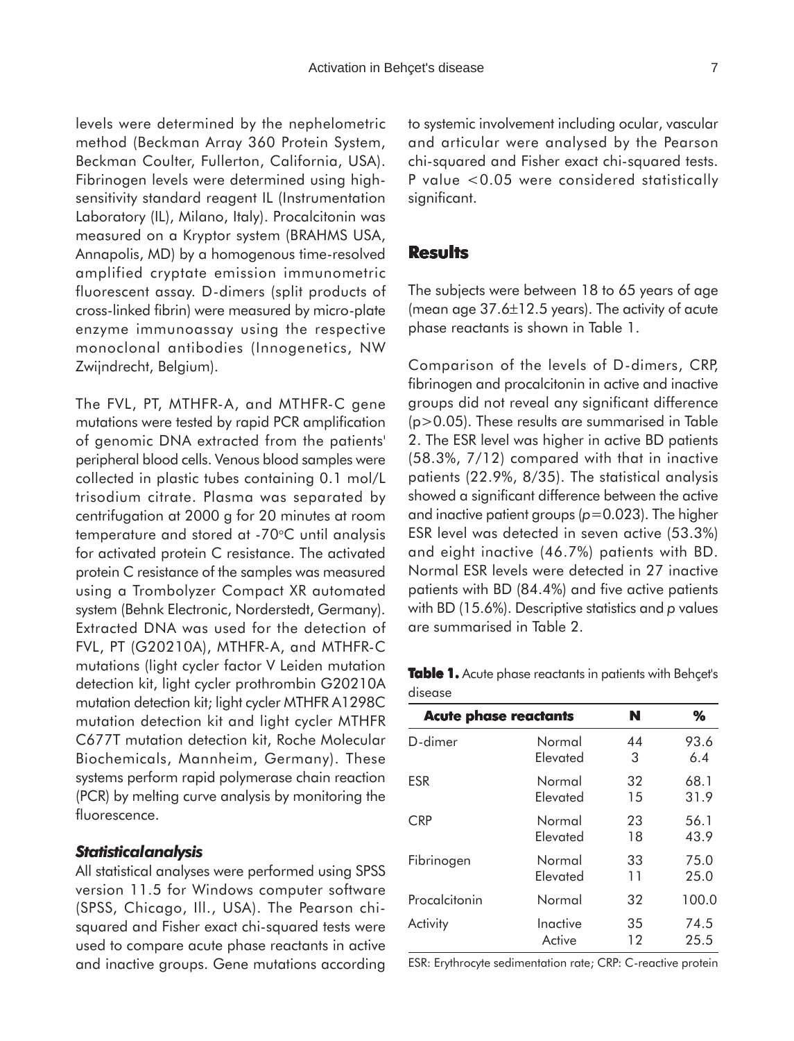levels were determined by the nephelometric method (Beckman Array 360 Protein System, Beckman Coulter, Fullerton, California, USA). Fibrinogen levels were determined using high-sensitivity standard reagent IL (Instrumentation Laboratory (IL), Milano, Italy). Procalcitonin was measured on a Kryptor system (BRAHMS USA, Annapolis, MD) by a homogenous time-resolved amplified cryptate emission immunometric fluorescent assay. D-dimers (split products of cross-linked fibrin) were measured by micro-plate enzyme immunoassay using the respective monoclonal antibodies (Innogenetics, NW Zwijndrecht, Belgium).

The FVL, PT, MTHFR-A, and MTHFR-C gene mutations were tested by rapid PCR amplification of genomic DNA extracted from the patients' peripheral blood cells. Venous blood samples were collected in plastic tubes containing 0.1 mol/L trisodium citrate. Plasma was separated by centrifugation at 2000 g for 20 minutes at room temperature and stored at -70°C until analysis for activated protein C resistance. The activated protein C resistance of the samples was measured using a Trombolyzer Compact XR automated system (Behnk Electronic, Norderstedt, Germany). Extracted DNA was used for the detection of FVL, PT (G20210A), MTHFR-A, and MTHFR-C mutations (light cycler factor V Leiden mutation detection kit, light cycler prothrombin G20210A mutation detection kit; light cycler MTHFR A1298C mutation detection kit and light cycler MTHFR C677T mutation detection kit, Roche Molecular Biochemicals, Mannheim, Germany). These systems perform rapid polymerase chain reaction (PCR) by melting curve analysis by monitoring the fluorescence.

### *Statistical analysis*

All statistical analyses were performed using SPSS version 11.5 for Windows computer software (SPSS, Chicago, Ill., USA). The Pearson chi-squared and Fisher exact chi-squared tests were used to compare acute phase reactants in active and inactive groups. Gene mutations according to systemic involvement including ocular, vascular and articular were analysed by the Pearson chi-squared and Fisher exact chi-squared tests. P value $<0.05$ were considered statistically significant.

## Results

The subjects were between 18 to 65 years of age (mean age 37.6±12.5 years). The activity of acute phase reactants is shown in Table 1.

Comparison of the levels of D-dimers, CRP, fibrinogen and procalcitonin in active and inactive groups did not reveal any significant difference ($p>0.05$). These results are summarised in Table 2. The ESR level was higher in active BD patients (58.3%, 7/12) compared with that in inactive patients (22.9%, 8/35). The statistical analysis showed a significant difference between the active and inactive patient groups ($p=0.023$). The higher ESR level was detected in seven active (53.3%) and eight inactive (46.7%) patients with BD. Normal ESR levels were detected in 27 inactive patients with BD (84.4%) and five active patients with BD (15.6%). Descriptive statistics and *p* values are summarised in Table 2.

**Table 1.** Acute phase reactants in patients with Behçet's disease

| Acute phase reactants | | N | % |
|---|---|---|---|
| D-dimer | Normal | 44 | 93.6 |
| | Elevated | 3 | 6.4 |
| ESR | Normal | 32 | 68.1 |
| | Elevated | 15 | 31.9 |
| CRP | Normal | 23 | 56.1 |
| | Elevated | 18 | 43.9 |
| Fibrinogen | Normal | 33 | 75.0 |
| | Elevated | 11 | 25.0 |
| Procalcitonin | Normal | 32 | 100.0 |
| Activity | Inactive | 35 | 74.5 |
| | Active | 12 | 25.5 |

ESR: Erythrocyte sedimentation rate; CRP: C-reactive protein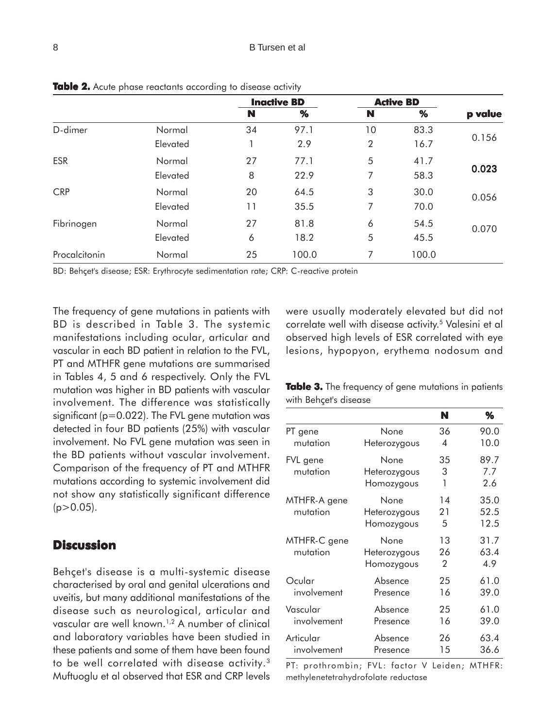**Table 2.** Acute phase reactants according to disease activity

| | | Inactive BD | | Active BD | | |
|---|---|---|---|---|---|---|
| | | **N** | **%** | **N** | **%** | **p value** |
| D-dimer | Normal | 34 | 97.1 | 10 | 83.3 | 0.156 |
| | Elevated | 1 | 2.9 | 2 | 16.7 | |
| ESR | Normal | 27 | 77.1 | 5 | 41.7 | **0.023** |
| | Elevated | 8 | 22.9 | 7 | 58.3 | |
| CRP | Normal | 20 | 64.5 | 3 | 30.0 | 0.056 |
| | Elevated | 11 | 35.5 | 7 | 70.0 | |
| Fibrinogen | Normal | 27 | 81.8 | 6 | 54.5 | 0.070 |
| | Elevated | 6 | 18.2 | 5 | 45.5 | |
| Procalcitonin | Normal | 25 | 100.0 | 7 | 100.0 | |

BD: Behçet's disease; ESR: Erythrocyte sedimentation rate; CRP: C-reactive protein

The frequency of gene mutations in patients with BD is described in Table 3. The systemic manifestations including ocular, articular and vascular in each BD patient in relation to the FVL, PT and MTHFR gene mutations are summarised in Tables 4, 5 and 6 respectively. Only the FVL mutation was higher in BD patients with vascular involvement. The difference was statistically significant ($p=0.022$). The FVL gene mutation was detected in four BD patients (25%) with vascular involvement. No FVL gene mutation was seen in the BD patients without vascular involvement. Comparison of the frequency of PT and MTHFR mutations according to systemic involvement did not show any statistically significant difference ($p>0.05$).

## Discussion

Behçet's disease is a multi-systemic disease characterised by oral and genital ulcerations and uveitis, but many additional manifestations of the disease such as neurological, articular and vascular are well known.[1,2] A number of clinical and laboratory variables have been studied in these patients and some of them have been found to be well correlated with disease activity.[3] Muftuoglu et al observed that ESR and CRP levels were usually moderately elevated but did not correlate well with disease activity.[5] Valesini et al observed high levels of ESR correlated with eye lesions, hypopyon, erythema nodosum and

**Table 3.** The frequency of gene mutations in patients with Behçet's disease

| | | **N** | **%** |
|---|---|---|---|
| PT gene mutation | None | 36 | 90.0 |
| | Heterozygous | 4 | 10.0 |
| FVL gene mutation | None | 35 | 89.7 |
| | Heterozygous | 3 | 7.7 |
| | Homozygous | 1 | 2.6 |
| MTHFR-A gene mutation | None | 14 | 35.0 |
| | Heterozygous | 21 | 52.5 |
| | Homozygous | 5 | 12.5 |
| MTHFR-C gene mutation | None | 13 | 31.7 |
| | Heterozygous | 26 | 63.4 |
| | Homozygous | 2 | 4.9 |
| Ocular involvement | Absence | 25 | 61.0 |
| | Presence | 16 | 39.0 |
| Vascular involvement | Absence | 25 | 61.0 |
| | Presence | 16 | 39.0 |
| Articular involvement | Absence | 26 | 63.4 |
| | Presence | 15 | 36.6 |

PT: prothrombin; FVL: factor V Leiden; MTHFR: methylenetetrahydrofolate reductase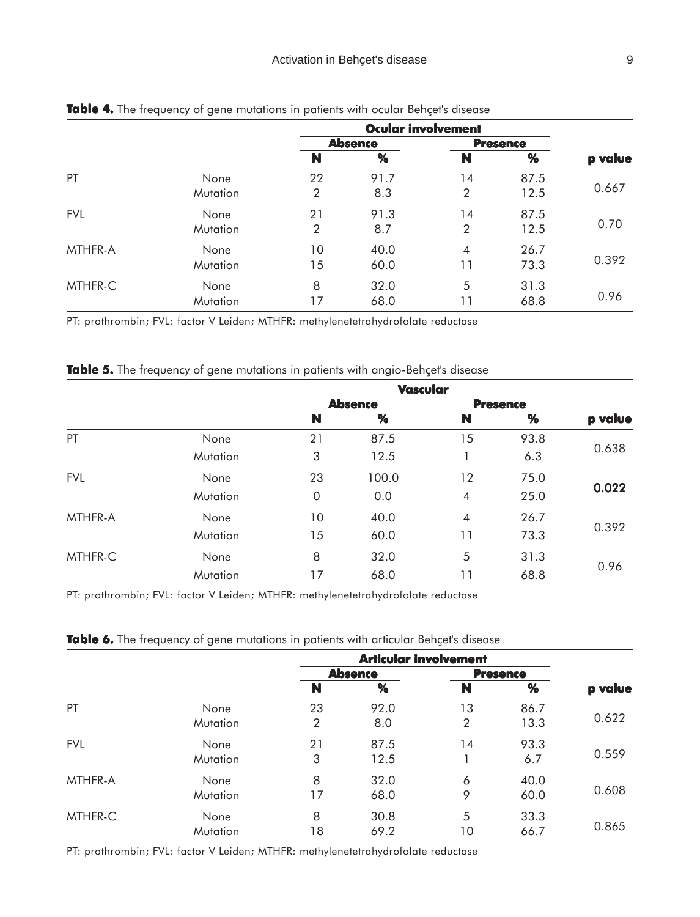**Table 4.** The frequency of gene mutations in patients with ocular Behçet's disease

| | | Ocular involvement | | | | |
|---|---|---|---|---|---|---|
| | | Absence | | Presence | | |
| | | N | % | N | % | p value |
| PT | None | 22 | 91.7 | 14 | 87.5 | 0.667 |
| | Mutation | 2 | 8.3 | 2 | 12.5 | |
| FVL | None | 21 | 91.3 | 14 | 87.5 | 0.70 |
| | Mutation | 2 | 8.7 | 2 | 12.5 | |
| MTHFR-A | None | 10 | 40.0 | 4 | 26.7 | 0.392 |
| | Mutation | 15 | 60.0 | 11 | 73.3 | |
| MTHFR-C | None | 8 | 32.0 | 5 | 31.3 | 0.96 |
| | Mutation | 17 | 68.0 | 11 | 68.8 | |

PT: prothrombin; FVL: factor V Leiden; MTHFR: methylenetetrahydrofolate reductase

**Table 5.** The frequency of gene mutations in patients with angio-Behçet's disease

| | | Vascular | | | | |
|---|---|---|---|---|---|---|
| | | Absence | | Presence | | |
| | | N | % | N | % | p value |
| PT | None | 21 | 87.5 | 15 | 93.8 | 0.638 |
| | Mutation | 3 | 12.5 | 1 | 6.3 | |
| FVL | None | 23 | 100.0 | 12 | 75.0 | **0.022** |
| | Mutation | 0 | 0.0 | 4 | 25.0 | |
| MTHFR-A | None | 10 | 40.0 | 4 | 26.7 | 0.392 |
| | Mutation | 15 | 60.0 | 11 | 73.3 | |
| MTHFR-C | None | 8 | 32.0 | 5 | 31.3 | 0.96 |
| | Mutation | 17 | 68.0 | 11 | 68.8 | |

PT: prothrombin; FVL: factor V Leiden; MTHFR: methylenetetrahydrofolate reductase

**Table 6.** The frequency of gene mutations in patients with articular Behçet's disease

| | | Articular involvement | | | | |
|---|---|---|---|---|---|---|
| | | Absence | | Presence | | |
| | | N | % | N | % | p value |
| PT | None | 23 | 92.0 | 13 | 86.7 | 0.622 |
| | Mutation | 2 | 8.0 | 2 | 13.3 | |
| FVL | None | 21 | 87.5 | 14 | 93.3 | 0.559 |
| | Mutation | 3 | 12.5 | 1 | 6.7 | |
| MTHFR-A | None | 8 | 32.0 | 6 | 40.0 | 0.608 |
| | Mutation | 17 | 68.0 | 9 | 60.0 | |
| MTHFR-C | None | 8 | 30.8 | 5 | 33.3 | 0.865 |
| | Mutation | 18 | 69.2 | 10 | 66.7 | |

PT: prothrombin; FVL: factor V Leiden; MTHFR: methylenetetrahydrofolate reductase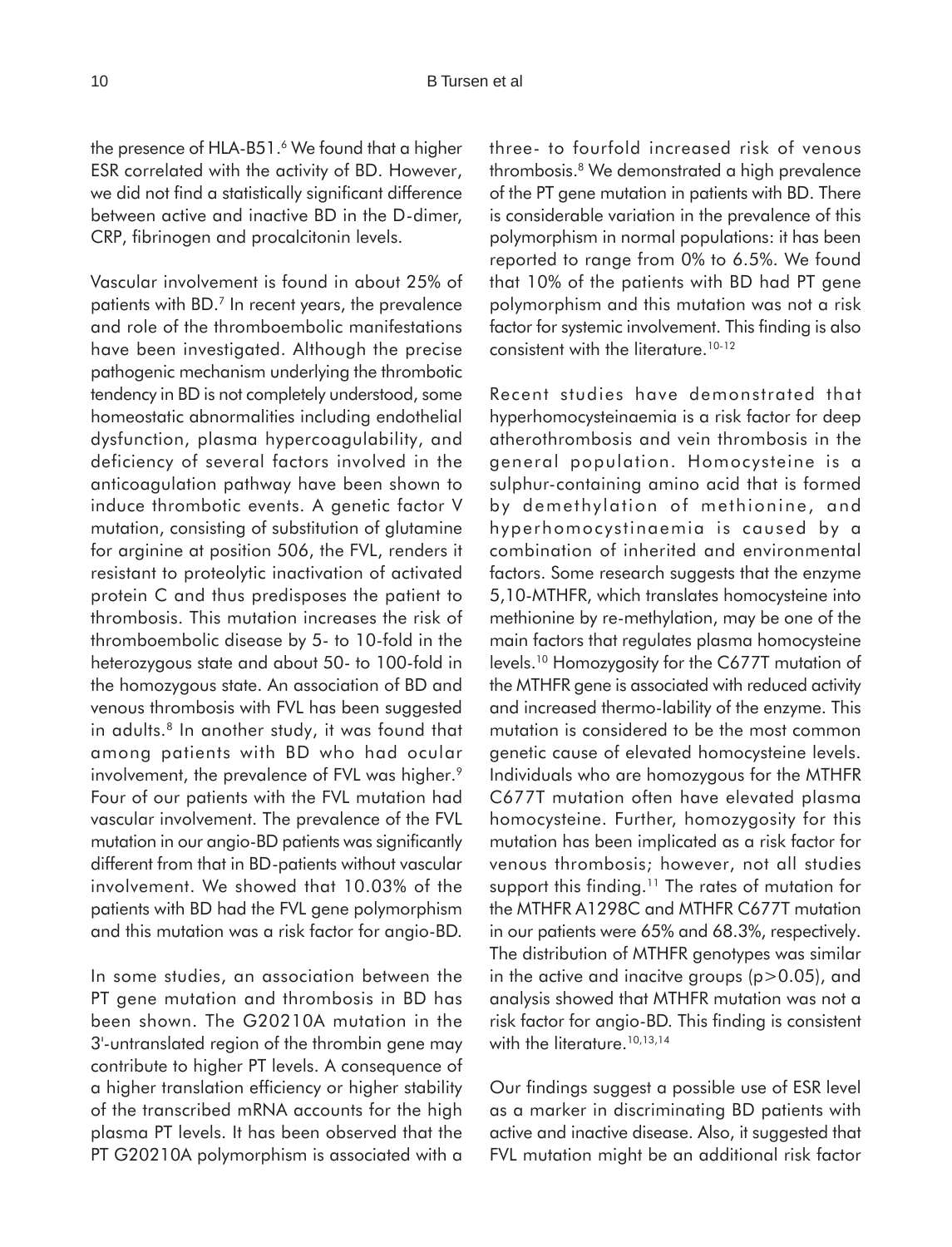the presence of HLA-B51.[6] We found that a higher ESR correlated with the activity of BD. However, we did not find a statistically significant difference between active and inactive BD in the D-dimer, CRP, fibrinogen and procalcitonin levels.

Vascular involvement is found in about 25% of patients with BD.[7] In recent years, the prevalence and role of the thromboembolic manifestations have been investigated. Although the precise pathogenic mechanism underlying the thrombotic tendency in BD is not completely understood, some homeostatic abnormalities including endothelial dysfunction, plasma hypercoagulability, and deficiency of several factors involved in the anticoagulation pathway have been shown to induce thrombotic events. A genetic factor V mutation, consisting of substitution of glutamine for arginine at position 506, the FVL, renders it resistant to proteolytic inactivation of activated protein C and thus predisposes the patient to thrombosis. This mutation increases the risk of thromboembolic disease by 5- to 10-fold in the heterozygous state and about 50- to 100-fold in the homozygous state. An association of BD and venous thrombosis with FVL has been suggested in adults.[8] In another study, it was found that among patients with BD who had ocular involvement, the prevalence of FVL was higher.[9] Four of our patients with the FVL mutation had vascular involvement. The prevalence of the FVL mutation in our angio-BD patients was significantly different from that in BD-patients without vascular involvement. We showed that 10.03% of the patients with BD had the FVL gene polymorphism and this mutation was a risk factor for angio-BD.

In some studies, an association between the PT gene mutation and thrombosis in BD has been shown. The G20210A mutation in the 3'-untranslated region of the thrombin gene may contribute to higher PT levels. A consequence of a higher translation efficiency or higher stability of the transcribed mRNA accounts for the high plasma PT levels. It has been observed that the PT G20210A polymorphism is associated with a three- to fourfold increased risk of venous thrombosis.[8] We demonstrated a high prevalence of the PT gene mutation in patients with BD. There is considerable variation in the prevalence of this polymorphism in normal populations: it has been reported to range from 0% to 6.5%. We found that 10% of the patients with BD had PT gene polymorphism and this mutation was not a risk factor for systemic involvement. This finding is also consistent with the literature.[10-12]

Recent studies have demonstrated that hyperhomocysteinaemia is a risk factor for deep atherothrombosis and vein thrombosis in the general population. Homocysteine is a sulphur-containing amino acid that is formed by demethylation of methionine, and hyperhomocystinaemia is caused by a combination of inherited and environmental factors. Some research suggests that the enzyme 5,10-MTHFR, which translates homocysteine into methionine by re-methylation, may be one of the main factors that regulates plasma homocysteine levels.[10] Homozygosity for the C677T mutation of the MTHFR gene is associated with reduced activity and increased thermo-lability of the enzyme. This mutation is considered to be the most common genetic cause of elevated homocysteine levels. Individuals who are homozygous for the MTHFR C677T mutation often have elevated plasma homocysteine. Further, homozygosity for this mutation has been implicated as a risk factor for venous thrombosis; however, not all studies support this finding.[11] The rates of mutation for the MTHFR A1298C and MTHFR C677T mutation in our patients were 65% and 68.3%, respectively. The distribution of MTHFR genotypes was similar in the active and inacitve groups ($p>0.05$), and analysis showed that MTHFR mutation was not a risk factor for angio-BD. This finding is consistent with the literature.[10,13,14]

Our findings suggest a possible use of ESR level as a marker in discriminating BD patients with active and inactive disease. Also, it suggested that FVL mutation might be an additional risk factor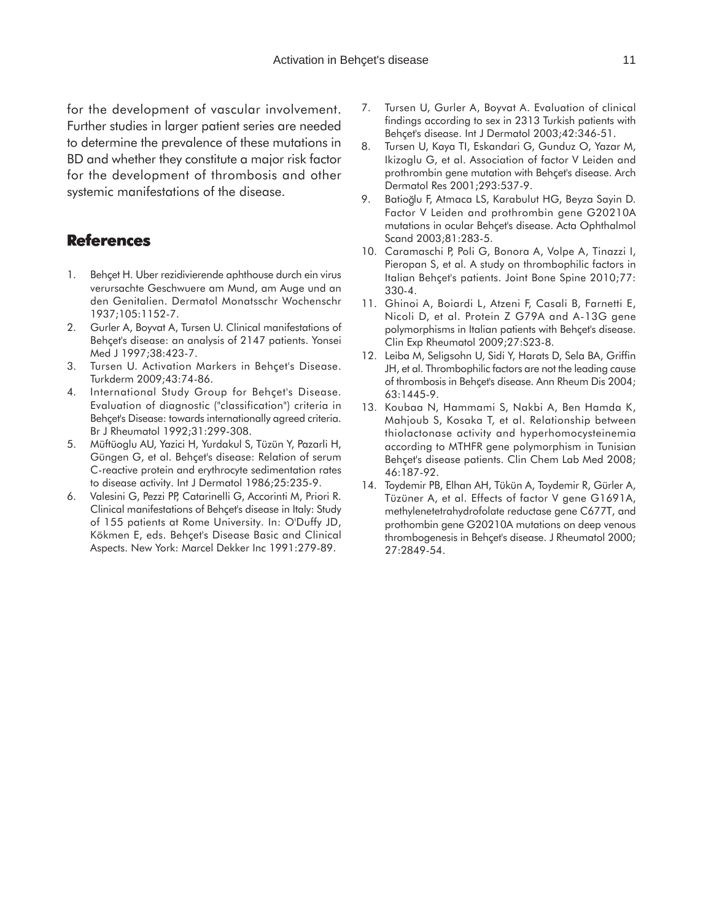for the development of vascular involvement. Further studies in larger patient series are needed to determine the prevalence of these mutations in BD and whether they constitute a major risk factor for the development of thrombosis and other systemic manifestations of the disease.

## References

1. Behçet H. Uber rezidivierende aphthouse durch ein virus verursachte Geschwuere am Mund, am Auge und an den Genitalien. Dermatol Monatsschr Wochenschr 1937;105:1152-7.
2. Gurler A, Boyvat A, Tursen U. Clinical manifestations of Behçet's disease: an analysis of 2147 patients. Yonsei Med J 1997;38:423-7.
3. Tursen U. Activation Markers in Behçet's Disease. Turkderm 2009;43:74-86.
4. International Study Group for Behçet's Disease. Evaluation of diagnostic ("classification") criteria in Behçet's Disease: towards internationally agreed criteria. Br J Rheumatol 1992;31:299-308.
5. Müftüoglu AU, Yazici H, Yurdakul S, Tüzün Y, Pazarli H, Güngen G, et al. Behçet's disease: Relation of serum C-reactive protein and erythrocyte sedimentation rates to disease activity. Int J Dermatol 1986;25:235-9.
6. Valesini G, Pezzi PP, Catarinelli G, Accorinti M, Priori R. Clinical manifestations of Behçet's disease in Italy: Study of 155 patients at Rome University. In: O'Duffy JD, Kökmen E, eds. Behçet's Disease Basic and Clinical Aspects. New York: Marcel Dekker Inc 1991:279-89.
7. Tursen U, Gurler A, Boyvat A. Evaluation of clinical findings according to sex in 2313 Turkish patients with Behçet's disease. Int J Dermatol 2003;42:346-51.
8. Tursen U, Kaya TI, Eskandari G, Gunduz O, Yazar M, Ikizoglu G, et al. Association of factor V Leiden and prothrombin gene mutation with Behçet's disease. Arch Dermatol Res 2001;293:537-9.
9. Batioğlu F, Atmaca LS, Karabulut HG, Beyza Sayin D. Factor V Leiden and prothrombin gene G20210A mutations in ocular Behçet's disease. Acta Ophthalmol Scand 2003;81:283-5.
10. Caramaschi P, Poli G, Bonora A, Volpe A, Tinazzi I, Pieropan S, et al. A study on thrombophilic factors in Italian Behçet's patients. Joint Bone Spine 2010;77: 330-4.
11. Ghinoi A, Boiardi L, Atzeni F, Casali B, Farnetti E, Nicoli D, et al. Protein Z G79A and A-13G gene polymorphisms in Italian patients with Behçet's disease. Clin Exp Rheumatol 2009;27:S23-8.
12. Leiba M, Seligsohn U, Sidi Y, Harats D, Sela BA, Griffin JH, et al. Thrombophilic factors are not the leading cause of thrombosis in Behçet's disease. Ann Rheum Dis 2004; 63:1445-9.
13. Koubaa N, Hammami S, Nakbi A, Ben Hamda K, Mahjoub S, Kosaka T, et al. Relationship between thiolactonase activity and hyperhomocysteinemia according to MTHFR gene polymorphism in Tunisian Behçet's disease patients. Clin Chem Lab Med 2008; 46:187-92.
14. Toydemir PB, Elhan AH, Tükün A, Toydemir R, Gürler A, Tüzüner A, et al. Effects of factor V gene G1691A, methylenetetrahydrofolate reductase gene C677T, and prothombin gene G20210A mutations on deep venous thrombogenesis in Behçet's disease. J Rheumatol 2000; 27:2849-54.